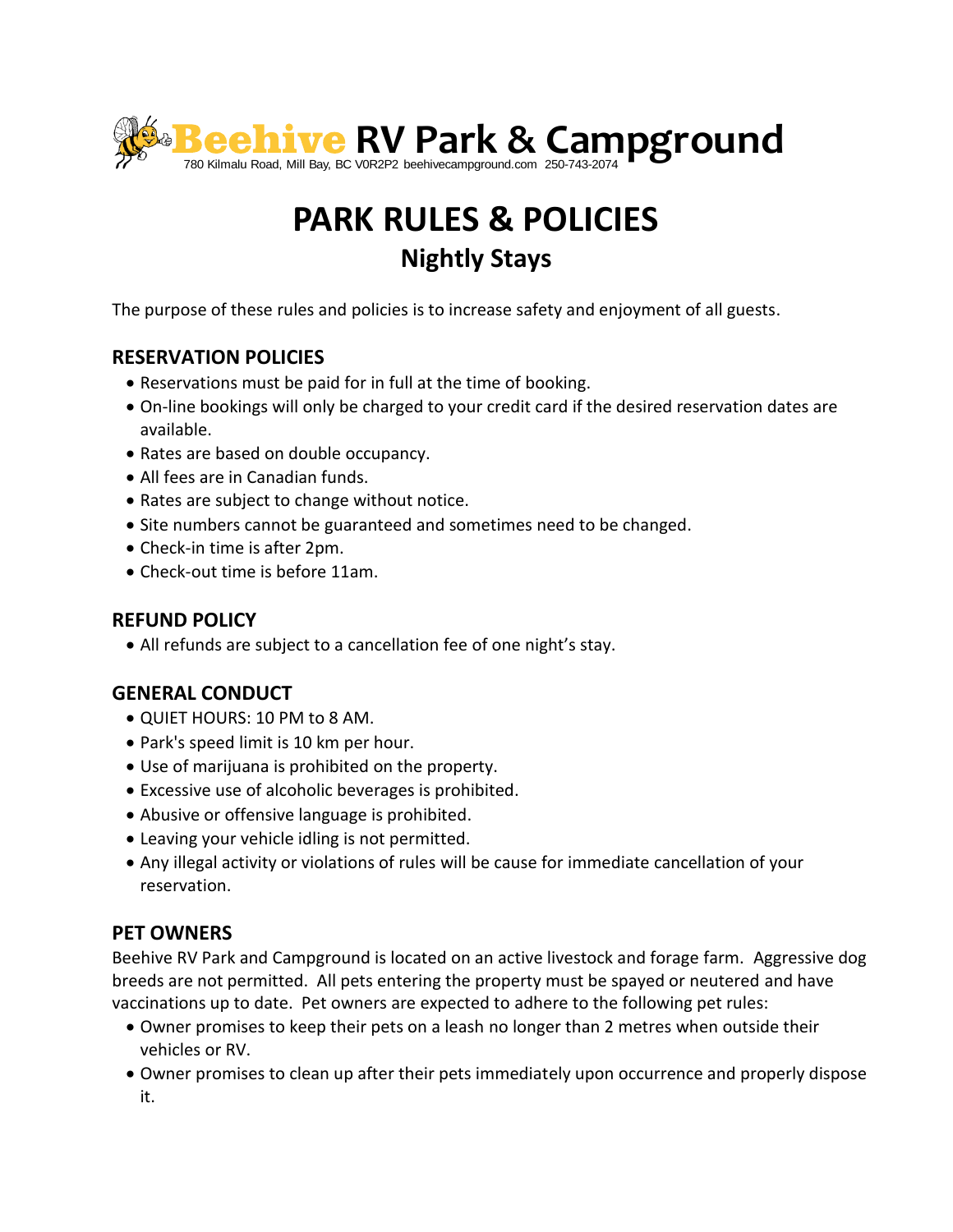# Beehive RV Park & Campground

780 Kilmalu Road, Mill Bay, BC V0R2P2 beehivecampground.com 250-743-2074

# PARK RULES & POLICIES

## Nightly Stays

The purpose of these rules and policies is to increase safety and enjoyment of all guests.

### RESERVATION POLICIES

- Reservations must be paid for in full at the time of booking.
- On-line bookings will only be charged to your credit card if the desired reservation dates are available.
- Rates are based on double occupancy.
- All fees are in Canadian funds.
- Rates are subject to change without notice.
- Site numbers cannot be guaranteed and sometimes need to be changed.
- Check-in time is after 2pm.
- Check-out time is before 11am.

### REFUND POLICY

- All refunds are subject to a cancellation fee of one night's stay.

### GENERAL CONDUCT

- QUIET HOURS: 10 PM to 8 AM.
- Park's speed limit is 10 km per hour.
- Use of marijuana is prohibited on the property.
- Excessive use of alcoholic beverages is prohibited.
- Abusive or offensive language is prohibited.
- Leaving your vehicle idling is not permitted.
- Any illegal activity or violations of rules will be cause for immediate cancellation of your reservation.

### PET OWNERS

Beehive RV Park and Campground is located on an active livestock and forage farm. Aggressive dog breeds are not permitted. All pets entering the property must be spayed or neutered and have vaccinations up to date. Pet owners are expected to adhere to the following pet rules:

- Owner promises to keep their pets on a leash no longer than 2 metres when outside their vehicles or RV.
- Owner promises to clean up after their pets immediately upon occurrence and properly dispose it.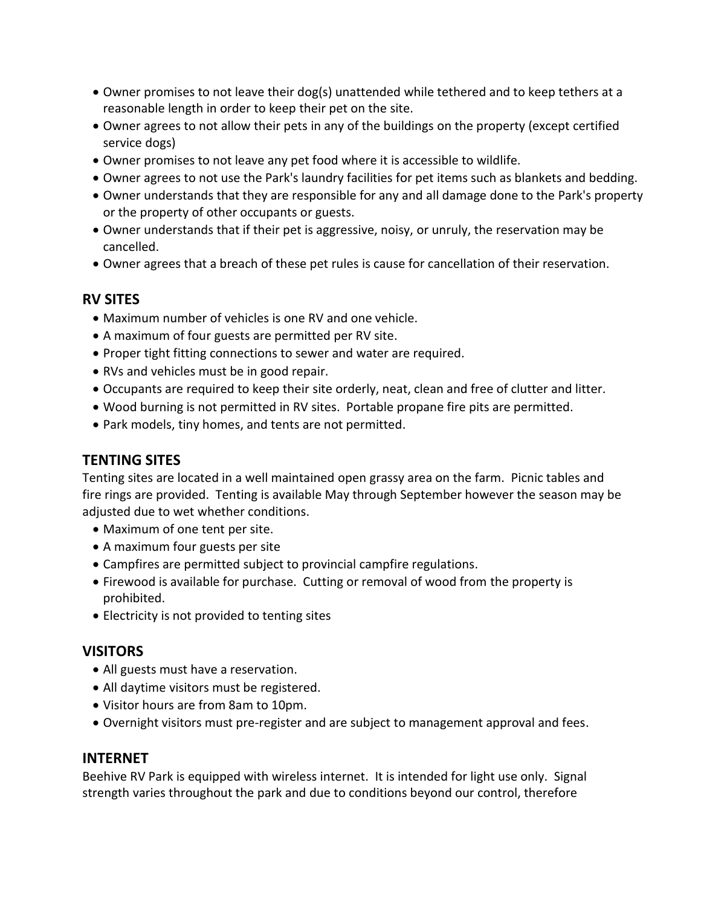- Owner promises to not leave their dog(s) unattended while tethered and to keep tethers at a reasonable length in order to keep their pet on the site.
- Owner agrees to not allow their pets in any of the buildings on the property (except certified service dogs)
- Owner promises to not leave any pet food where it is accessible to wildlife.
- Owner agrees to not use the Park's laundry facilities for pet items such as blankets and bedding.
- Owner understands that they are responsible for any and all damage done to the Park's property or the property of other occupants or guests.
- Owner understands that if their pet is aggressive, noisy, or unruly, the reservation may be cancelled.
- Owner agrees that a breach of these pet rules is cause for cancellation of their reservation.

## RV SITES

- Maximum number of vehicles is one RV and one vehicle.
- A maximum of four guests are permitted per RV site.
- Proper tight fitting connections to sewer and water are required.
- RVs and vehicles must be in good repair.
- Occupants are required to keep their site orderly, neat, clean and free of clutter and litter.
- Wood burning is not permitted in RV sites. Portable propane fire pits are permitted.
- Park models, tiny homes, and tents are not permitted.

## TENTING SITES

Tenting sites are located in a well maintained open grassy area on the farm. Picnic tables and fire rings are provided. Tenting is available May through September however the season may be adjusted due to wet whether conditions.

- Maximum of one tent per site.
- A maximum four guests per site
- Campfires are permitted subject to provincial campfire regulations.
- Firewood is available for purchase. Cutting or removal of wood from the property is prohibited.
- Electricity is not provided to tenting sites

## VISITORS

- All guests must have a reservation.
- All daytime visitors must be registered.
- Visitor hours are from 8am to 10pm.
- Overnight visitors must pre-register and are subject to management approval and fees.

## INTERNET

Beehive RV Park is equipped with wireless internet. It is intended for light use only. Signal strength varies throughout the park and due to conditions beyond our control, therefore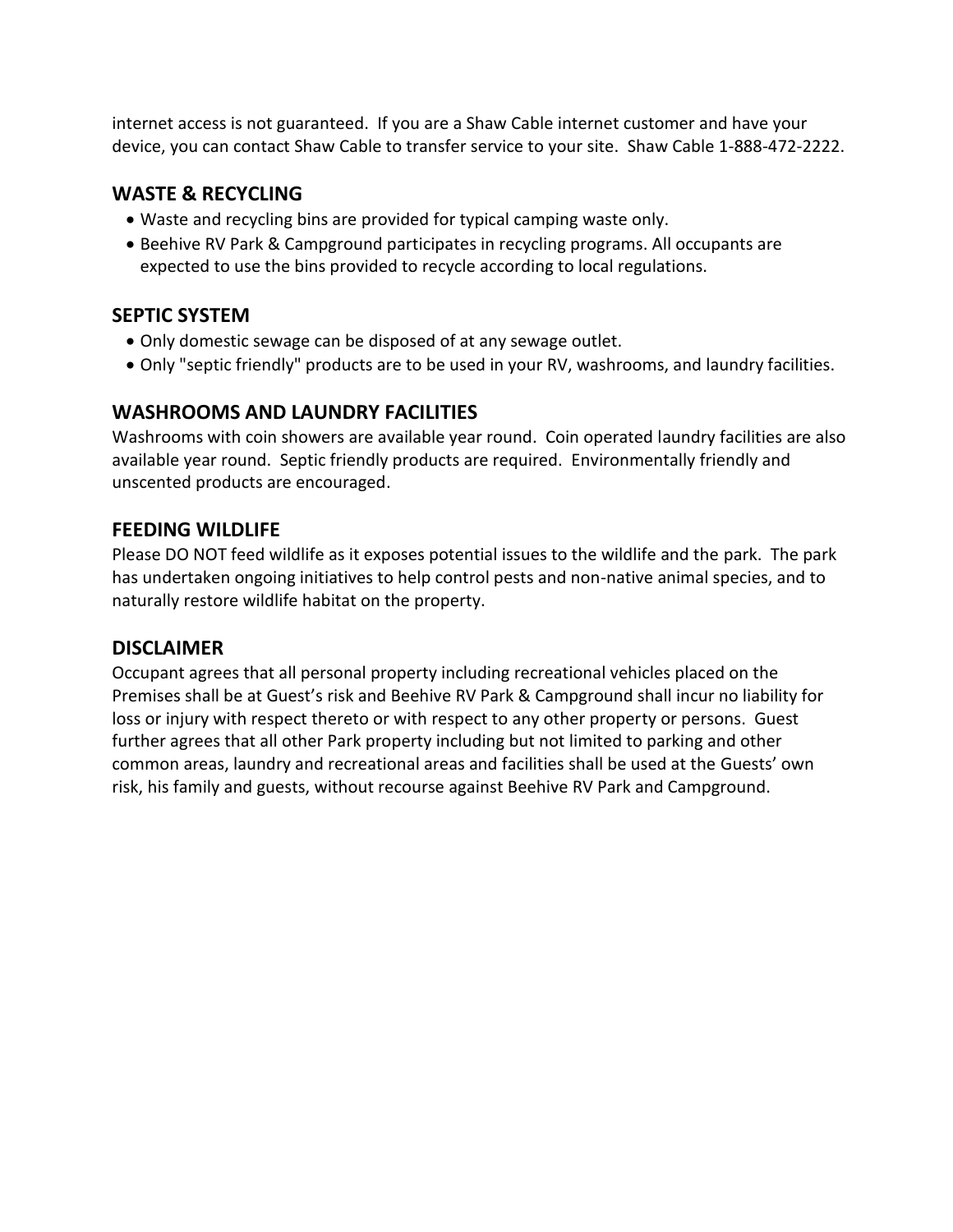internet access is not guaranteed. If you are a Shaw Cable internet customer and have your device, you can contact Shaw Cable to transfer service to your site. Shaw Cable 1-888-472-2222.

## WASTE & RECYCLING

- Waste and recycling bins are provided for typical camping waste only.
- Beehive RV Park & Campground participates in recycling programs. All occupants are expected to use the bins provided to recycle according to local regulations.

## SEPTIC SYSTEM

- Only domestic sewage can be disposed of at any sewage outlet.
- Only "septic friendly" products are to be used in your RV, washrooms, and laundry facilities.

## WASHROOMS AND LAUNDRY FACILITIES

Washrooms with coin showers are available year round. Coin operated laundry facilities are also available year round. Septic friendly products are required. Environmentally friendly and unscented products are encouraged.

## FEEDING WILDLIFE

Please DO NOT feed wildlife as it exposes potential issues to the wildlife and the park. The park has undertaken ongoing initiatives to help control pests and non-native animal species, and to naturally restore wildlife habitat on the property.

## DISCLAIMER

Occupant agrees that all personal property including recreational vehicles placed on the Premises shall be at Guest's risk and Beehive RV Park & Campground shall incur no liability for loss or injury with respect thereto or with respect to any other property or persons. Guest further agrees that all other Park property including but not limited to parking and other common areas, laundry and recreational areas and facilities shall be used at the Guests' own risk, his family and guests, without recourse against Beehive RV Park and Campground.